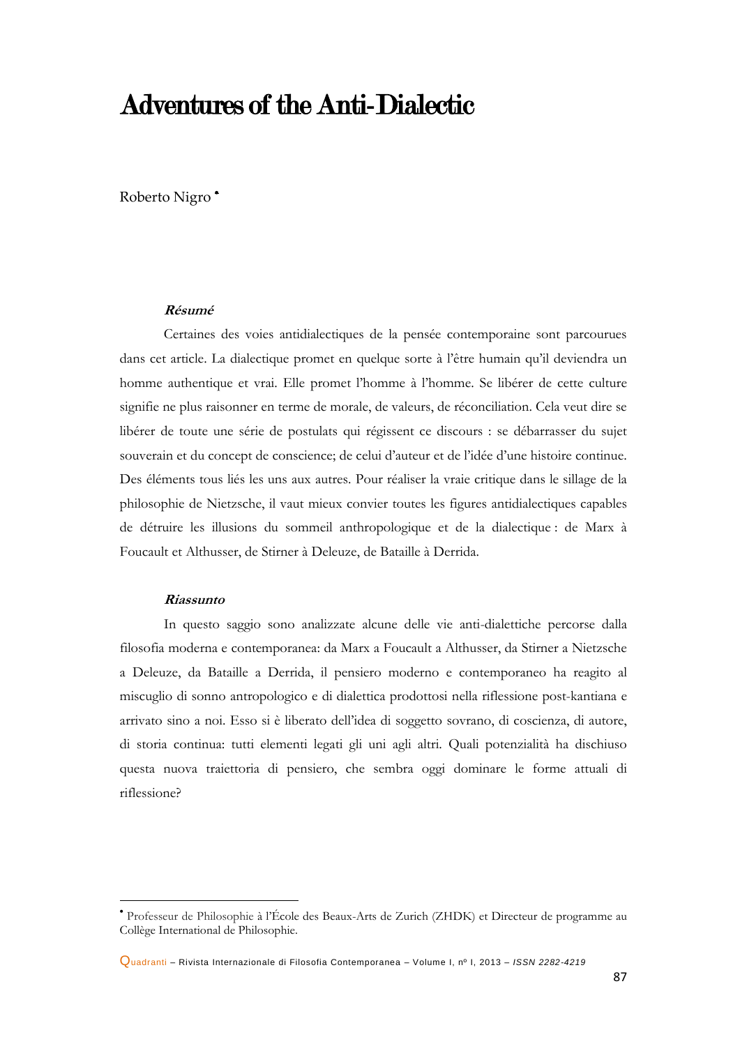# Adventures of the Anti-Dialectic

Roberto Nigro [•]

***Résumé***

Certaines des voies antidialectiques de la pensée contemporaine sont parcourues dans cet article. La dialectique promet en quelque sorte à l'être humain qu'il deviendra un homme authentique et vrai. Elle promet l'homme à l'homme. Se libérer de cette culture signifie ne plus raisonner en terme de morale, de valeurs, de réconciliation. Cela veut dire se libérer de toute une série de postulats qui régissent ce discours : se débarrasser du sujet souverain et du concept de conscience; de celui d'auteur et de l'idée d'une histoire continue. Des éléments tous liés les uns aux autres. Pour réaliser la vraie critique dans le sillage de la philosophie de Nietzsche, il vaut mieux convier toutes les figures antidialectiques capables de détruire les illusions du sommeil anthropologique et de la dialectique : de Marx à Foucault et Althusser, de Stirner à Deleuze, de Bataille à Derrida.

***Riassunto***

In questo saggio sono analizzate alcune delle vie anti-dialettiche percorse dalla filosofia moderna e contemporanea: da Marx a Foucault a Althusser, da Stirner a Nietzsche a Deleuze, da Bataille a Derrida, il pensiero moderno e contemporaneo ha reagito al miscuglio di sonno antropologico e di dialettica prodottosi nella riflessione post-kantiana e arrivato sino a noi. Esso si è liberato dell'idea di soggetto sovrano, di coscienza, di autore, di storia continua: tutti elementi legati gli uni agli altri. Quali potenzialità ha dischiuso questa nuova traiettoria di pensiero, che sembra oggi dominare le forme attuali di riflessione?

---

[•] Professeur de Philosophie à l'École des Beaux-Arts de Zurich (ZHDK) et Directeur de programme au Collège International de Philosophie.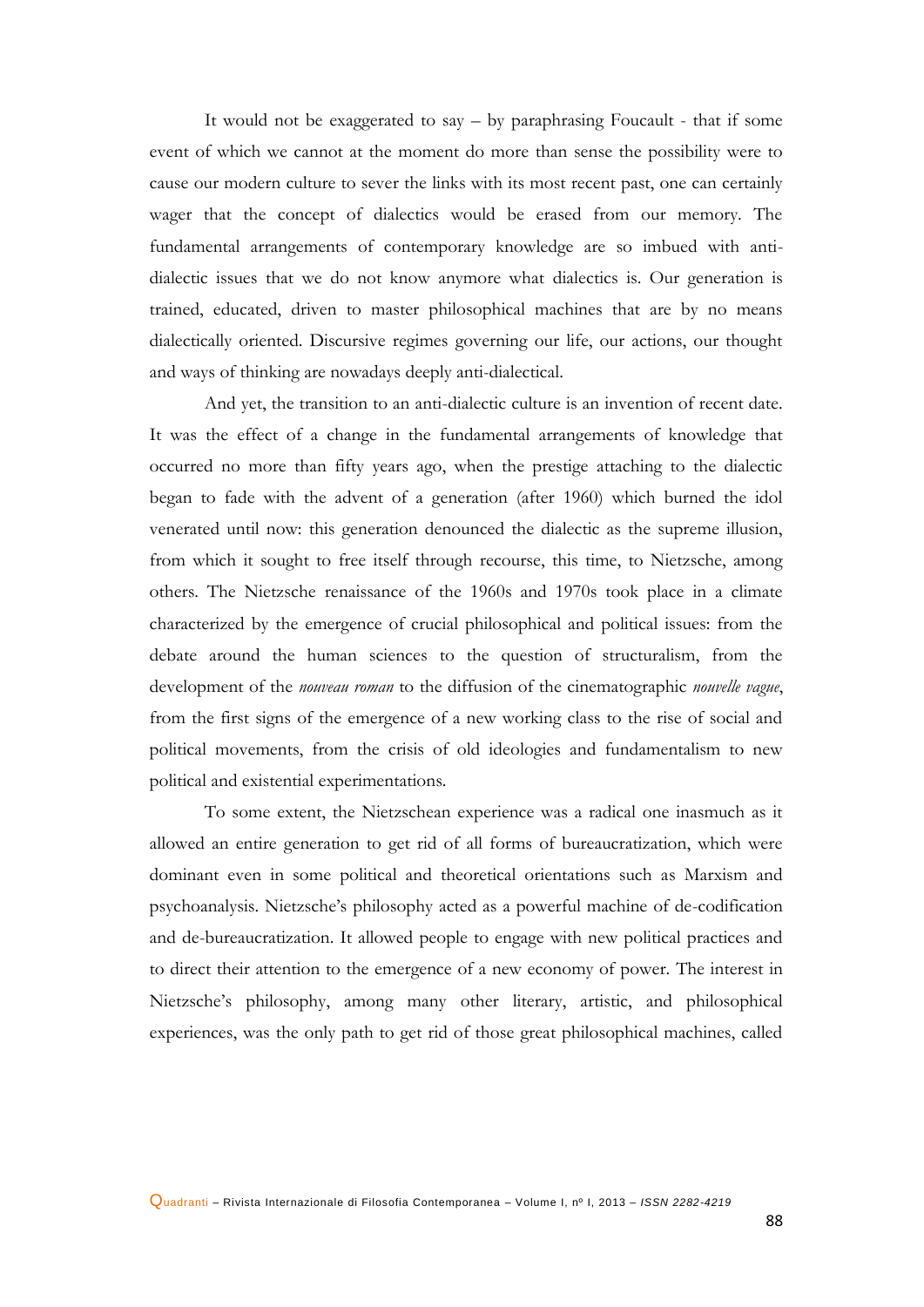It would not be exaggerated to say – by paraphrasing Foucault - that if some event of which we cannot at the moment do more than sense the possibility were to cause our modern culture to sever the links with its most recent past, one can certainly wager that the concept of dialectics would be erased from our memory. The fundamental arrangements of contemporary knowledge are so imbued with anti-dialectic issues that we do not know anymore what dialectics is. Our generation is trained, educated, driven to master philosophical machines that are by no means dialectically oriented. Discursive regimes governing our life, our actions, our thought and ways of thinking are nowadays deeply anti-dialectical.

And yet, the transition to an anti-dialectic culture is an invention of recent date. It was the effect of a change in the fundamental arrangements of knowledge that occurred no more than fifty years ago, when the prestige attaching to the dialectic began to fade with the advent of a generation (after 1960) which burned the idol venerated until now: this generation denounced the dialectic as the supreme illusion, from which it sought to free itself through recourse, this time, to Nietzsche, among others. The Nietzsche renaissance of the 1960s and 1970s took place in a climate characterized by the emergence of crucial philosophical and political issues: from the debate around the human sciences to the question of structuralism, from the development of the *nouveau roman* to the diffusion of the cinematographic *nouvelle vague*, from the first signs of the emergence of a new working class to the rise of social and political movements, from the crisis of old ideologies and fundamentalism to new political and existential experimentations.

To some extent, the Nietzschean experience was a radical one inasmuch as it allowed an entire generation to get rid of all forms of bureaucratization, which were dominant even in some political and theoretical orientations such as Marxism and psychoanalysis. Nietzsche's philosophy acted as a powerful machine of de-codification and de-bureaucratization. It allowed people to engage with new political practices and to direct their attention to the emergence of a new economy of power. The interest in Nietzsche's philosophy, among many other literary, artistic, and philosophical experiences, was the only path to get rid of those great philosophical machines, called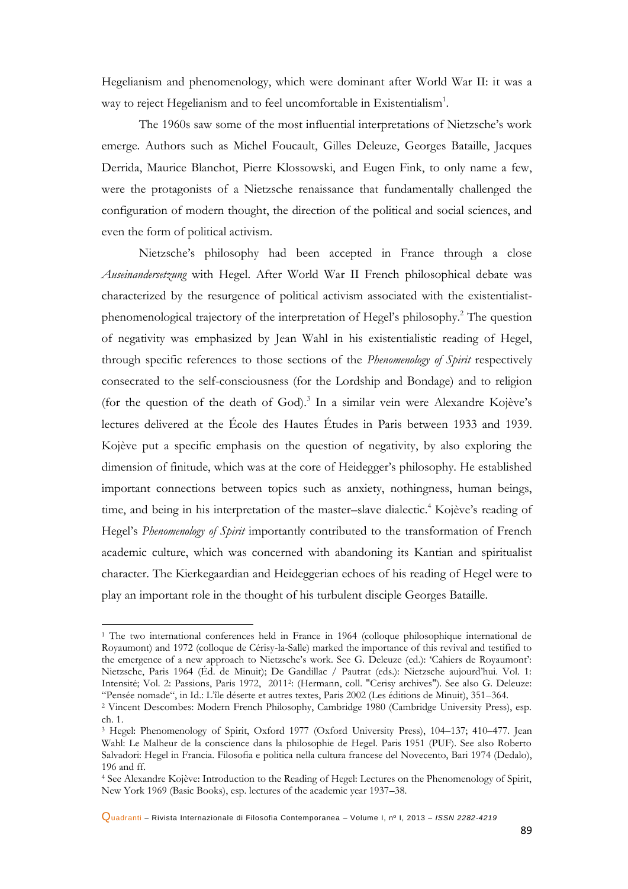Hegelianism and phenomenology, which were dominant after World War II: it was a way to reject Hegelianism and to feel uncomfortable in Existentialism[1].

The 1960s saw some of the most influential interpretations of Nietzsche's work emerge. Authors such as Michel Foucault, Gilles Deleuze, Georges Bataille, Jacques Derrida, Maurice Blanchot, Pierre Klossowski, and Eugen Fink, to only name a few, were the protagonists of a Nietzsche renaissance that fundamentally challenged the configuration of modern thought, the direction of the political and social sciences, and even the form of political activism.

Nietzsche's philosophy had been accepted in France through a close *Auseinandersetzung* with Hegel. After World War II French philosophical debate was characterized by the resurgence of political activism associated with the existentialist-phenomenological trajectory of the interpretation of Hegel's philosophy.[2] The question of negativity was emphasized by Jean Wahl in his existentialistic reading of Hegel, through specific references to those sections of the *Phenomenology of Spirit* respectively consecrated to the self-consciousness (for the Lordship and Bondage) and to religion (for the question of the death of God).[3] In a similar vein were Alexandre Kojève's lectures delivered at the École des Hautes Études in Paris between 1933 and 1939. Kojève put a specific emphasis on the question of negativity, by also exploring the dimension of finitude, which was at the core of Heidegger's philosophy. He established important connections between topics such as anxiety, nothingness, human beings, time, and being in his interpretation of the master–slave dialectic.[4] Kojève's reading of Hegel's *Phenomenology of Spirit* importantly contributed to the transformation of French academic culture, which was concerned with abandoning its Kantian and spiritualist character. The Kierkegaardian and Heideggerian echoes of his reading of Hegel were to play an important role in the thought of his turbulent disciple Georges Bataille.

---

[1] The two international conferences held in France in 1964 (colloque philosophique international de Royaumont) and 1972 (colloque de Cérisy-la-Salle) marked the importance of this revival and testified to the emergence of a new approach to Nietzsche's work. See G. Deleuze (ed.): 'Cahiers de Royaumont': Nietzsche, Paris 1964 (Éd. de Minuit); De Gandillac / Pautrat (eds.): Nietzsche aujourd'hui. Vol. 1: Intensité; Vol. 2: Passions, Paris 1972, 2011[2]: (Hermann, coll. "Cerisy archives"). See also G. Deleuze: "Pensée nomade", in Id.: L'île déserte et autres textes, Paris 2002 (Les éditions de Minuit), 351–364.

[2] Vincent Descombes: Modern French Philosophy, Cambridge 1980 (Cambridge University Press), esp. ch. 1.

[3] Hegel: Phenomenology of Spirit, Oxford 1977 (Oxford University Press), 104–137; 410–477. Jean Wahl: Le Malheur de la conscience dans la philosophie de Hegel. Paris 1951 (PUF). See also Roberto Salvadori: Hegel in Francia. Filosofia e politica nella cultura francese del Novecento, Bari 1974 (Dedalo), 196 and ff.

[4] See Alexandre Kojève: Introduction to the Reading of Hegel: Lectures on the Phenomenology of Spirit, New York 1969 (Basic Books), esp. lectures of the academic year 1937–38.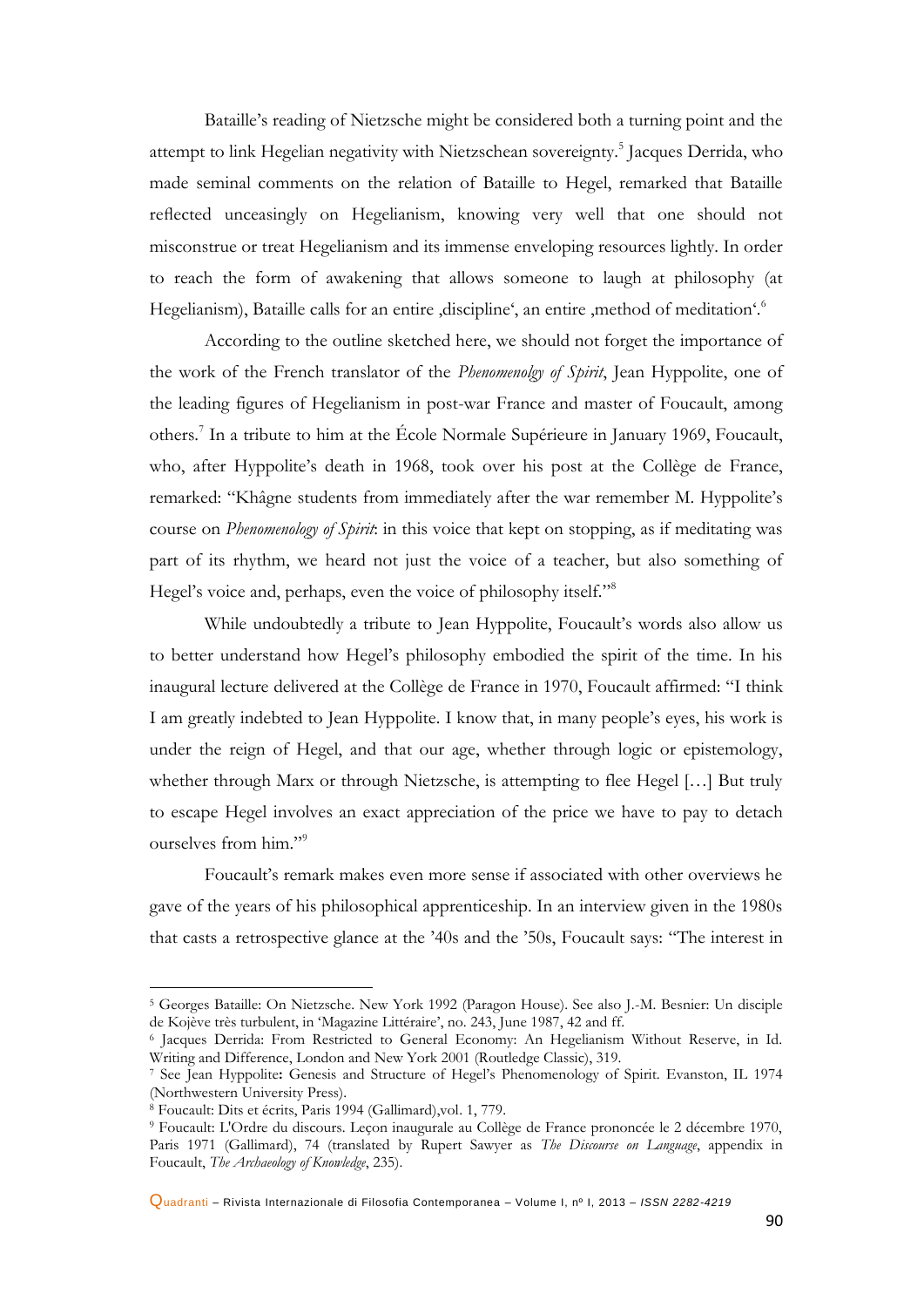Bataille's reading of Nietzsche might be considered both a turning point and the attempt to link Hegelian negativity with Nietzschean sovereignty.[5] Jacques Derrida, who made seminal comments on the relation of Bataille to Hegel, remarked that Bataille reflected unceasingly on Hegelianism, knowing very well that one should not misconstrue or treat Hegelianism and its immense enveloping resources lightly. In order to reach the form of awakening that allows someone to laugh at philosophy (at Hegelianism), Bataille calls for an entire ‚discipline', an entire ‚method of meditation'.[6]

According to the outline sketched here, we should not forget the importance of the work of the French translator of the *Phenomenolgy of Spirit*, Jean Hyppolite, one of the leading figures of Hegelianism in post-war France and master of Foucault, among others.[7] In a tribute to him at the École Normale Supérieure in January 1969, Foucault, who, after Hyppolite's death in 1968, took over his post at the Collège de France, remarked: "Khâgne students from immediately after the war remember M. Hyppolite's course on *Phenomenology of Spirit*: in this voice that kept on stopping, as if meditating was part of its rhythm, we heard not just the voice of a teacher, but also something of Hegel's voice and, perhaps, even the voice of philosophy itself."[8]

While undoubtedly a tribute to Jean Hyppolite, Foucault's words also allow us to better understand how Hegel's philosophy embodied the spirit of the time. In his inaugural lecture delivered at the Collège de France in 1970, Foucault affirmed: "I think I am greatly indebted to Jean Hyppolite. I know that, in many people's eyes, his work is under the reign of Hegel, and that our age, whether through logic or epistemology, whether through Marx or through Nietzsche, is attempting to flee Hegel […] But truly to escape Hegel involves an exact appreciation of the price we have to pay to detach ourselves from him."[9]

Foucault's remark makes even more sense if associated with other overviews he gave of the years of his philosophical apprenticeship. In an interview given in the 1980s that casts a retrospective glance at the '40s and the '50s, Foucault says: "The interest in

---

[5] Georges Bataille: On Nietzsche. New York 1992 (Paragon House). See also J.-M. Besnier: Un disciple de Kojève très turbulent, in 'Magazine Littéraire', no. 243, June 1987, 42 and ff.

[6] Jacques Derrida: From Restricted to General Economy: An Hegelianism Without Reserve, in Id. Writing and Difference, London and New York 2001 (Routledge Classic), 319.

[7] See Jean Hyppolite: Genesis and Structure of Hegel's Phenomenology of Spirit. Evanston, IL 1974 (Northwestern University Press).

[8] Foucault: Dits et écrits, Paris 1994 (Gallimard),vol. 1, 779.

[9] Foucault: L'Ordre du discours. Leçon inaugurale au Collège de France prononcée le 2 décembre 1970, Paris 1971 (Gallimard), 74 (translated by Rupert Sawyer as *The Discourse on Language*, appendix in Foucault, *The Archaeology of Knowledge*, 235).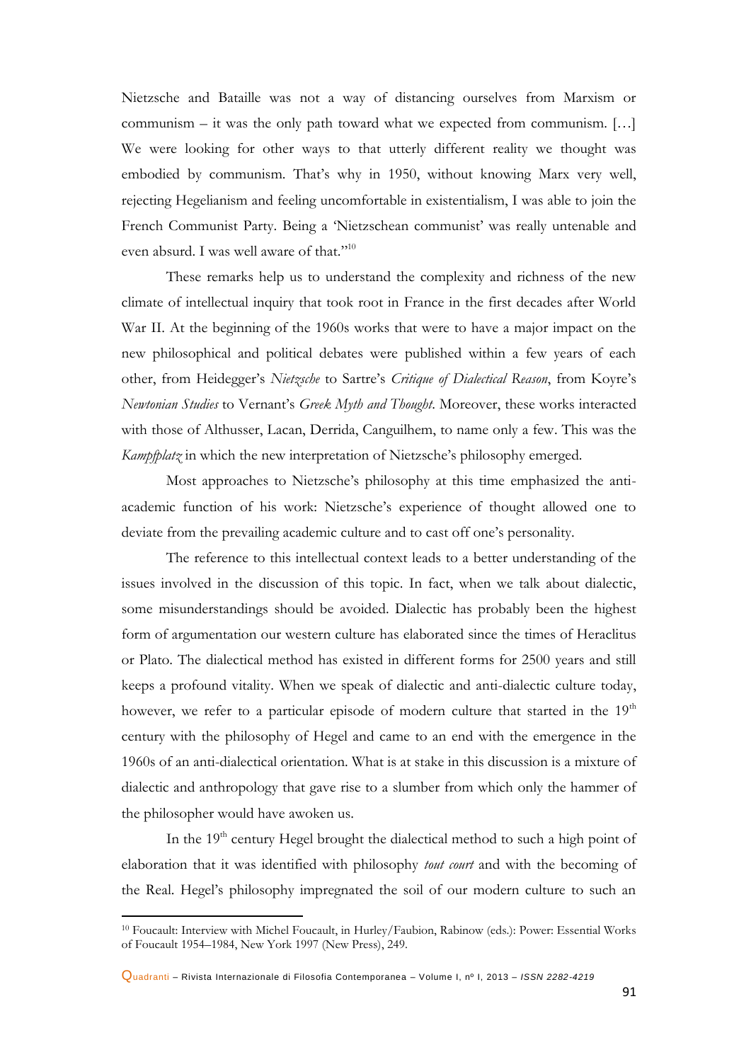Nietzsche and Bataille was not a way of distancing ourselves from Marxism or communism – it was the only path toward what we expected from communism. […] We were looking for other ways to that utterly different reality we thought was embodied by communism. That's why in 1950, without knowing Marx very well, rejecting Hegelianism and feeling uncomfortable in existentialism, I was able to join the French Communist Party. Being a 'Nietzschean communist' was really untenable and even absurd. I was well aware of that."[10]

These remarks help us to understand the complexity and richness of the new climate of intellectual inquiry that took root in France in the first decades after World War II. At the beginning of the 1960s works that were to have a major impact on the new philosophical and political debates were published within a few years of each other, from Heidegger's *Nietzsche* to Sartre's *Critique of Dialectical Reason*, from Koyre's *Newtonian Studies* to Vernant's *Greek Myth and Thought*. Moreover, these works interacted with those of Althusser, Lacan, Derrida, Canguilhem, to name only a few. This was the *Kampfplatz* in which the new interpretation of Nietzsche's philosophy emerged.

Most approaches to Nietzsche's philosophy at this time emphasized the anti-academic function of his work: Nietzsche's experience of thought allowed one to deviate from the prevailing academic culture and to cast off one's personality.

The reference to this intellectual context leads to a better understanding of the issues involved in the discussion of this topic. In fact, when we talk about dialectic, some misunderstandings should be avoided. Dialectic has probably been the highest form of argumentation our western culture has elaborated since the times of Heraclitus or Plato. The dialectical method has existed in different forms for 2500 years and still keeps a profound vitality. When we speak of dialectic and anti-dialectic culture today, however, we refer to a particular episode of modern culture that started in the 19th century with the philosophy of Hegel and came to an end with the emergence in the 1960s of an anti-dialectical orientation. What is at stake in this discussion is a mixture of dialectic and anthropology that gave rise to a slumber from which only the hammer of the philosopher would have awoken us.

In the 19th century Hegel brought the dialectical method to such a high point of elaboration that it was identified with philosophy *tout court* and with the becoming of the Real. Hegel's philosophy impregnated the soil of our modern culture to such an

[10] Foucault: Interview with Michel Foucault, in Hurley/Faubion, Rabinow (eds.): Power: Essential Works of Foucault 1954–1984, New York 1997 (New Press), 249.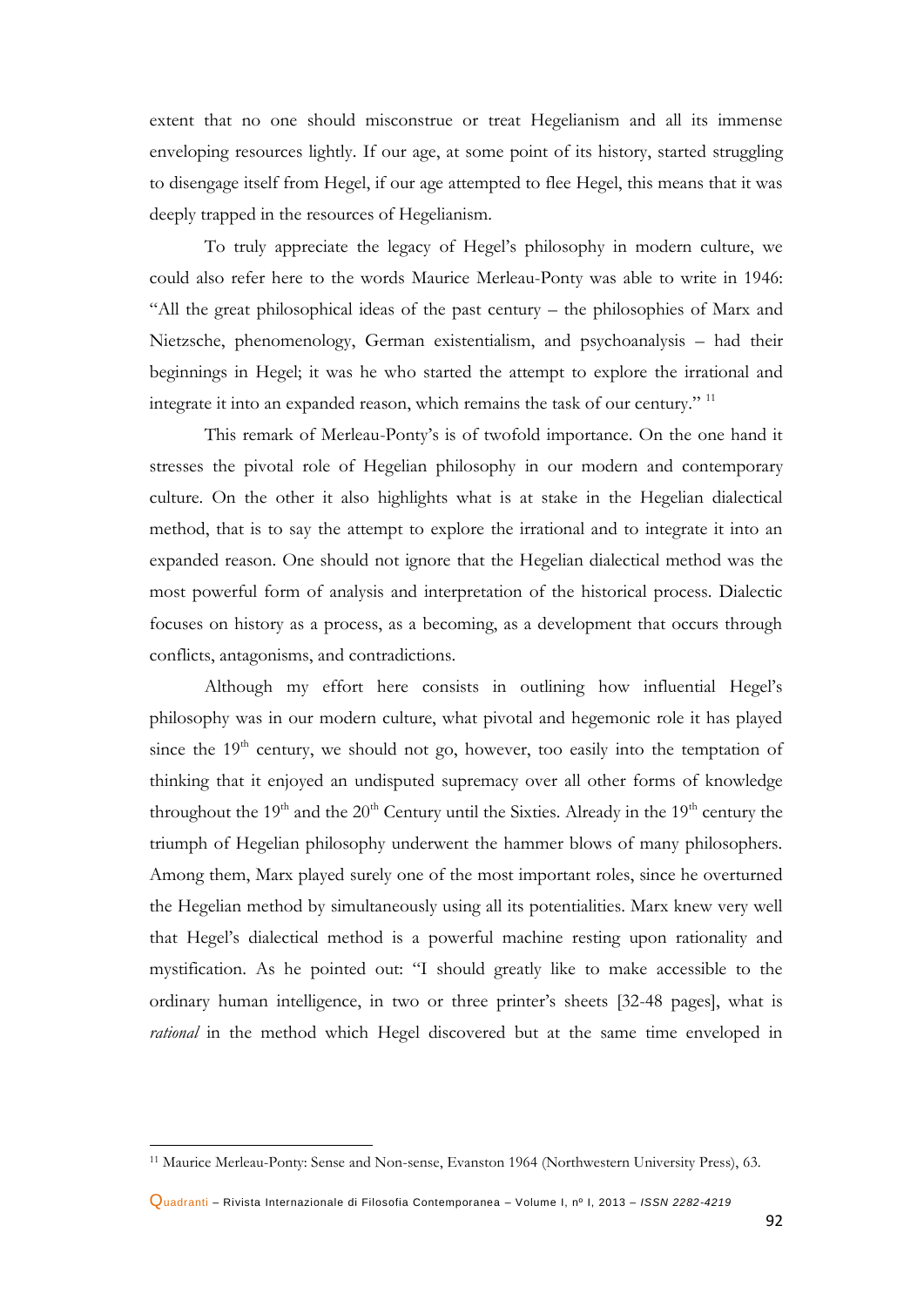extent that no one should misconstrue or treat Hegelianism and all its immense enveloping resources lightly. If our age, at some point of its history, started struggling to disengage itself from Hegel, if our age attempted to flee Hegel, this means that it was deeply trapped in the resources of Hegelianism.

To truly appreciate the legacy of Hegel's philosophy in modern culture, we could also refer here to the words Maurice Merleau-Ponty was able to write in 1946: "All the great philosophical ideas of the past century – the philosophies of Marx and Nietzsche, phenomenology, German existentialism, and psychoanalysis – had their beginnings in Hegel; it was he who started the attempt to explore the irrational and integrate it into an expanded reason, which remains the task of our century." [11]

This remark of Merleau-Ponty's is of twofold importance. On the one hand it stresses the pivotal role of Hegelian philosophy in our modern and contemporary culture. On the other it also highlights what is at stake in the Hegelian dialectical method, that is to say the attempt to explore the irrational and to integrate it into an expanded reason. One should not ignore that the Hegelian dialectical method was the most powerful form of analysis and interpretation of the historical process. Dialectic focuses on history as a process, as a becoming, as a development that occurs through conflicts, antagonisms, and contradictions.

Although my effort here consists in outlining how influential Hegel's philosophy was in our modern culture, what pivotal and hegemonic role it has played since the 19th century, we should not go, however, too easily into the temptation of thinking that it enjoyed an undisputed supremacy over all other forms of knowledge throughout the 19th and the 20th Century until the Sixties. Already in the 19th century the triumph of Hegelian philosophy underwent the hammer blows of many philosophers. Among them, Marx played surely one of the most important roles, since he overturned the Hegelian method by simultaneously using all its potentialities. Marx knew very well that Hegel's dialectical method is a powerful machine resting upon rationality and mystification. As he pointed out: "I should greatly like to make accessible to the ordinary human intelligence, in two or three printer's sheets [32-48 pages], what is *rational* in the method which Hegel discovered but at the same time enveloped in

[11] Maurice Merleau-Ponty: Sense and Non-sense, Evanston 1964 (Northwestern University Press), 63.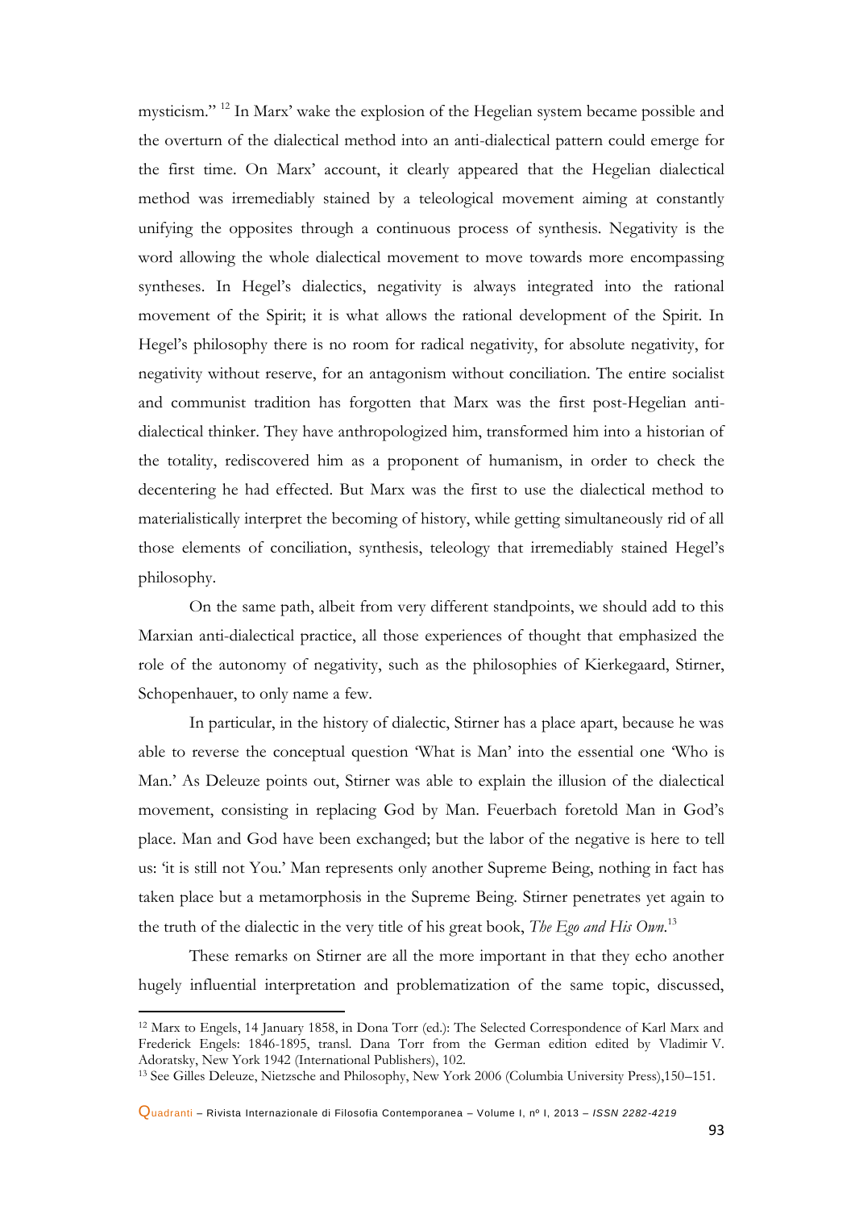mysticism." [12] In Marx' wake the explosion of the Hegelian system became possible and the overturn of the dialectical method into an anti-dialectical pattern could emerge for the first time. On Marx' account, it clearly appeared that the Hegelian dialectical method was irremediably stained by a teleological movement aiming at constantly unifying the opposites through a continuous process of synthesis. Negativity is the word allowing the whole dialectical movement to move towards more encompassing syntheses. In Hegel's dialectics, negativity is always integrated into the rational movement of the Spirit; it is what allows the rational development of the Spirit. In Hegel's philosophy there is no room for radical negativity, for absolute negativity, for negativity without reserve, for an antagonism without conciliation. The entire socialist and communist tradition has forgotten that Marx was the first post-Hegelian anti-dialectical thinker. They have anthropologized him, transformed him into a historian of the totality, rediscovered him as a proponent of humanism, in order to check the decentering he had effected. But Marx was the first to use the dialectical method to materialistically interpret the becoming of history, while getting simultaneously rid of all those elements of conciliation, synthesis, teleology that irremediably stained Hegel's philosophy.

On the same path, albeit from very different standpoints, we should add to this Marxian anti-dialectical practice, all those experiences of thought that emphasized the role of the autonomy of negativity, such as the philosophies of Kierkegaard, Stirner, Schopenhauer, to only name a few.

In particular, in the history of dialectic, Stirner has a place apart, because he was able to reverse the conceptual question 'What is Man' into the essential one 'Who is Man.' As Deleuze points out, Stirner was able to explain the illusion of the dialectical movement, consisting in replacing God by Man. Feuerbach foretold Man in God's place. Man and God have been exchanged; but the labor of the negative is here to tell us: 'it is still not You.' Man represents only another Supreme Being, nothing in fact has taken place but a metamorphosis in the Supreme Being. Stirner penetrates yet again to the truth of the dialectic in the very title of his great book, *The Ego and His Own*.[13]

These remarks on Stirner are all the more important in that they echo another hugely influential interpretation and problematization of the same topic, discussed,

---

[12] Marx to Engels, 14 January 1858, in Dona Torr (ed.): The Selected Correspondence of Karl Marx and Frederick Engels: 1846-1895, transl. Dana Torr from the German edition edited by Vladimir V. Adoratsky, New York 1942 (International Publishers), 102.

[13] See Gilles Deleuze, Nietzsche and Philosophy, New York 2006 (Columbia University Press),150–151.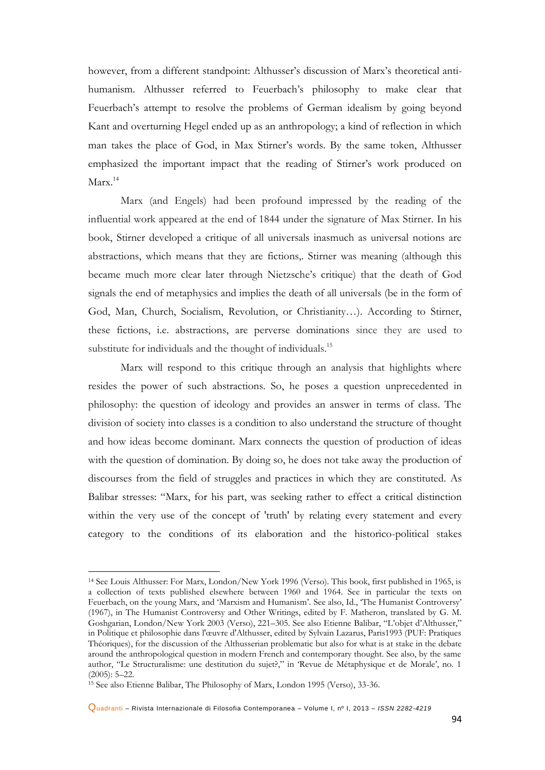however, from a different standpoint: Althusser's discussion of Marx's theoretical anti-humanism. Althusser referred to Feuerbach's philosophy to make clear that Feuerbach's attempt to resolve the problems of German idealism by going beyond Kant and overturning Hegel ended up as an anthropology; a kind of reflection in which man takes the place of God, in Max Stirner's words. By the same token, Althusser emphasized the important impact that the reading of Stirner's work produced on Marx.[14]

Marx (and Engels) had been profound impressed by the reading of the influential work appeared at the end of 1844 under the signature of Max Stirner. In his book, Stirner developed a critique of all universals inasmuch as universal notions are abstractions, which means that they are fictions,. Stirner was meaning (although this became much more clear later through Nietzsche's critique) that the death of God signals the end of metaphysics and implies the death of all universals (be in the form of God, Man, Church, Socialism, Revolution, or Christianity…). According to Stirner, these fictions, i.e. abstractions, are perverse dominations since they are used to substitute for individuals and the thought of individuals.[15]

Marx will respond to this critique through an analysis that highlights where resides the power of such abstractions. So, he poses a question unprecedented in philosophy: the question of ideology and provides an answer in terms of class. The division of society into classes is a condition to also understand the structure of thought and how ideas become dominant. Marx connects the question of production of ideas with the question of domination. By doing so, he does not take away the production of discourses from the field of struggles and practices in which they are constituted. As Balibar stresses: "Marx, for his part, was seeking rather to effect a critical distinction within the very use of the concept of 'truth' by relating every statement and every category to the conditions of its elaboration and the historico-political stakes

---

[14] See Louis Althusser: For Marx, London/New York 1996 (Verso). This book, first published in 1965, is a collection of texts published elsewhere between 1960 and 1964. See in particular the texts on Feuerbach, on the young Marx, and 'Marxism and Humanism'. See also, Id., 'The Humanist Controversy' (1967), in The Humanist Controversy and Other Writings, edited by F. Matheron, translated by G. M. Goshgarian, London/New York 2003 (Verso), 221–305. See also Etienne Balibar, "L'objet d'Althusser," in Politique et philosophie dans l'œuvre d'Althusser, edited by Sylvain Lazarus, Paris1993 (PUF: Pratiques Théoriques), for the discussion of the Althusserian problematic but also for what is at stake in the debate around the anthropological question in modern French and contemporary thought. See also, by the same author, "Le Structuralisme: une destitution du sujet?," in 'Revue de Métaphysique et de Morale', no. 1 (2005): 5–22.

[15] See also Etienne Balibar, The Philosophy of Marx, London 1995 (Verso), 33-36.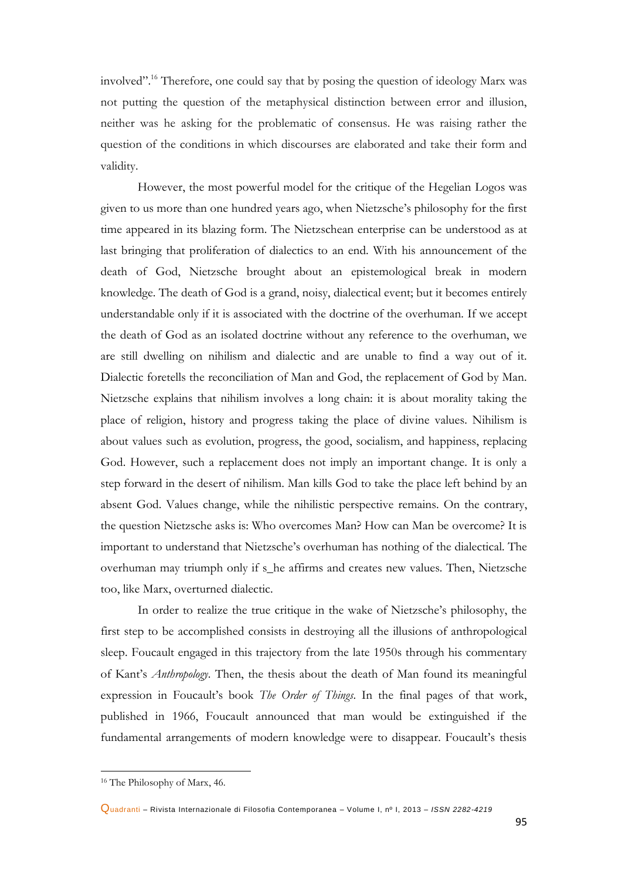involved".[16] Therefore, one could say that by posing the question of ideology Marx was not putting the question of the metaphysical distinction between error and illusion, neither was he asking for the problematic of consensus. He was raising rather the question of the conditions in which discourses are elaborated and take their form and validity.

However, the most powerful model for the critique of the Hegelian Logos was given to us more than one hundred years ago, when Nietzsche's philosophy for the first time appeared in its blazing form. The Nietzschean enterprise can be understood as at last bringing that proliferation of dialectics to an end. With his announcement of the death of God, Nietzsche brought about an epistemological break in modern knowledge. The death of God is a grand, noisy, dialectical event; but it becomes entirely understandable only if it is associated with the doctrine of the overhuman. If we accept the death of God as an isolated doctrine without any reference to the overhuman, we are still dwelling on nihilism and dialectic and are unable to find a way out of it. Dialectic foretells the reconciliation of Man and God, the replacement of God by Man. Nietzsche explains that nihilism involves a long chain: it is about morality taking the place of religion, history and progress taking the place of divine values. Nihilism is about values such as evolution, progress, the good, socialism, and happiness, replacing God. However, such a replacement does not imply an important change. It is only a step forward in the desert of nihilism. Man kills God to take the place left behind by an absent God. Values change, while the nihilistic perspective remains. On the contrary, the question Nietzsche asks is: Who overcomes Man? How can Man be overcome? It is important to understand that Nietzsche's overhuman has nothing of the dialectical. The overhuman may triumph only if s_he affirms and creates new values. Then, Nietzsche too, like Marx, overturned dialectic.

In order to realize the true critique in the wake of Nietzsche's philosophy, the first step to be accomplished consists in destroying all the illusions of anthropological sleep. Foucault engaged in this trajectory from the late 1950s through his commentary of Kant's *Anthropology*. Then, the thesis about the death of Man found its meaningful expression in Foucault's book *The Order of Things*. In the final pages of that work, published in 1966, Foucault announced that man would be extinguished if the fundamental arrangements of modern knowledge were to disappear. Foucault's thesis

---

[16] The Philosophy of Marx, 46.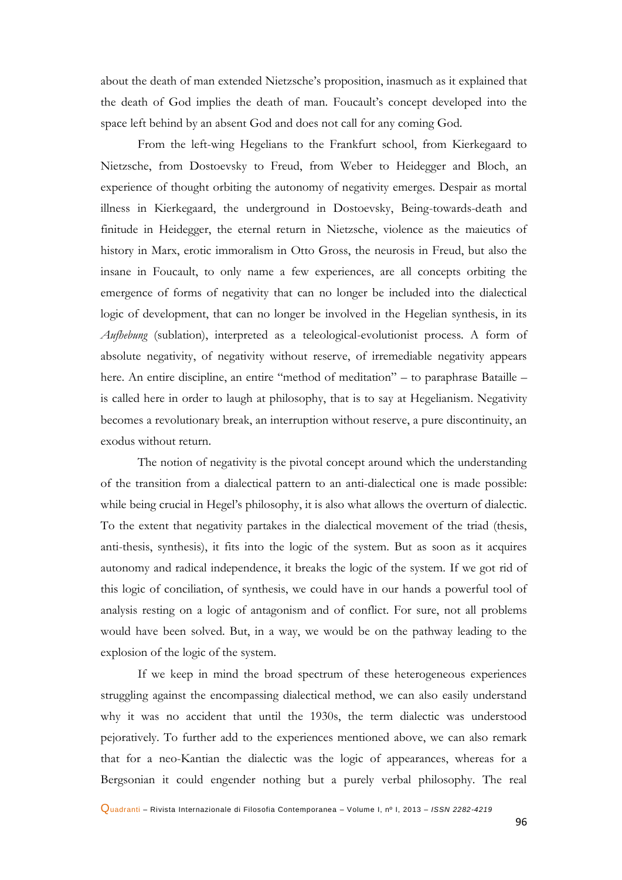about the death of man extended Nietzsche's proposition, inasmuch as it explained that the death of God implies the death of man. Foucault's concept developed into the space left behind by an absent God and does not call for any coming God.

From the left-wing Hegelians to the Frankfurt school, from Kierkegaard to Nietzsche, from Dostoevsky to Freud, from Weber to Heidegger and Bloch, an experience of thought orbiting the autonomy of negativity emerges. Despair as mortal illness in Kierkegaard, the underground in Dostoevsky, Being-towards-death and finitude in Heidegger, the eternal return in Nietzsche, violence as the maieutics of history in Marx, erotic immoralism in Otto Gross, the neurosis in Freud, but also the insane in Foucault, to only name a few experiences, are all concepts orbiting the emergence of forms of negativity that can no longer be included into the dialectical logic of development, that can no longer be involved in the Hegelian synthesis, in its *Aufhebung* (sublation), interpreted as a teleological-evolutionist process. A form of absolute negativity, of negativity without reserve, of irremediable negativity appears here. An entire discipline, an entire "method of meditation" – to paraphrase Bataille – is called here in order to laugh at philosophy, that is to say at Hegelianism. Negativity becomes a revolutionary break, an interruption without reserve, a pure discontinuity, an exodus without return.

The notion of negativity is the pivotal concept around which the understanding of the transition from a dialectical pattern to an anti-dialectical one is made possible: while being crucial in Hegel's philosophy, it is also what allows the overturn of dialectic. To the extent that negativity partakes in the dialectical movement of the triad (thesis, anti-thesis, synthesis), it fits into the logic of the system. But as soon as it acquires autonomy and radical independence, it breaks the logic of the system. If we got rid of this logic of conciliation, of synthesis, we could have in our hands a powerful tool of analysis resting on a logic of antagonism and of conflict. For sure, not all problems would have been solved. But, in a way, we would be on the pathway leading to the explosion of the logic of the system.

If we keep in mind the broad spectrum of these heterogeneous experiences struggling against the encompassing dialectical method, we can also easily understand why it was no accident that until the 1930s, the term dialectic was understood pejoratively. To further add to the experiences mentioned above, we can also remark that for a neo-Kantian the dialectic was the logic of appearances, whereas for a Bergsonian it could engender nothing but a purely verbal philosophy. The real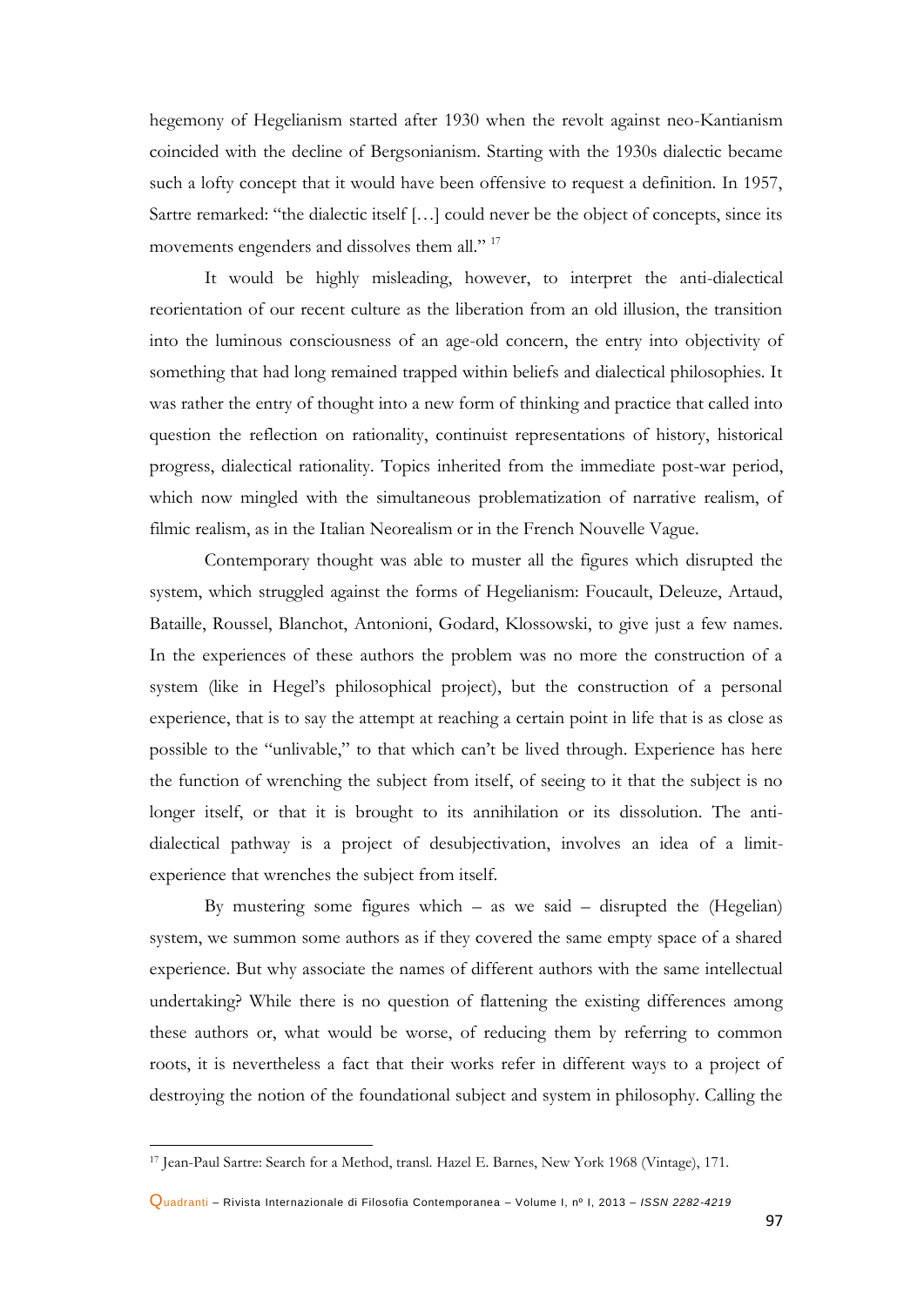hegemony of Hegelianism started after 1930 when the revolt against neo-Kantianism coincided with the decline of Bergsonianism. Starting with the 1930s dialectic became such a lofty concept that it would have been offensive to request a definition. In 1957, Sartre remarked: "the dialectic itself […] could never be the object of concepts, since its movements engenders and dissolves them all." [17]

It would be highly misleading, however, to interpret the anti-dialectical reorientation of our recent culture as the liberation from an old illusion, the transition into the luminous consciousness of an age-old concern, the entry into objectivity of something that had long remained trapped within beliefs and dialectical philosophies. It was rather the entry of thought into a new form of thinking and practice that called into question the reflection on rationality, continuist representations of history, historical progress, dialectical rationality. Topics inherited from the immediate post-war period, which now mingled with the simultaneous problematization of narrative realism, of filmic realism, as in the Italian Neorealism or in the French Nouvelle Vague.

Contemporary thought was able to muster all the figures which disrupted the system, which struggled against the forms of Hegelianism: Foucault, Deleuze, Artaud, Bataille, Roussel, Blanchot, Antonioni, Godard, Klossowski, to give just a few names. In the experiences of these authors the problem was no more the construction of a system (like in Hegel's philosophical project), but the construction of a personal experience, that is to say the attempt at reaching a certain point in life that is as close as possible to the "unlivable," to that which can't be lived through. Experience has here the function of wrenching the subject from itself, of seeing to it that the subject is no longer itself, or that it is brought to its annihilation or its dissolution. The anti-dialectical pathway is a project of desubjectivation, involves an idea of a limit-experience that wrenches the subject from itself.

By mustering some figures which – as we said – disrupted the (Hegelian) system, we summon some authors as if they covered the same empty space of a shared experience. But why associate the names of different authors with the same intellectual undertaking? While there is no question of flattening the existing differences among these authors or, what would be worse, of reducing them by referring to common roots, it is nevertheless a fact that their works refer in different ways to a project of destroying the notion of the foundational subject and system in philosophy. Calling the

---

[17] Jean-Paul Sartre: Search for a Method, transl. Hazel E. Barnes, New York 1968 (Vintage), 171.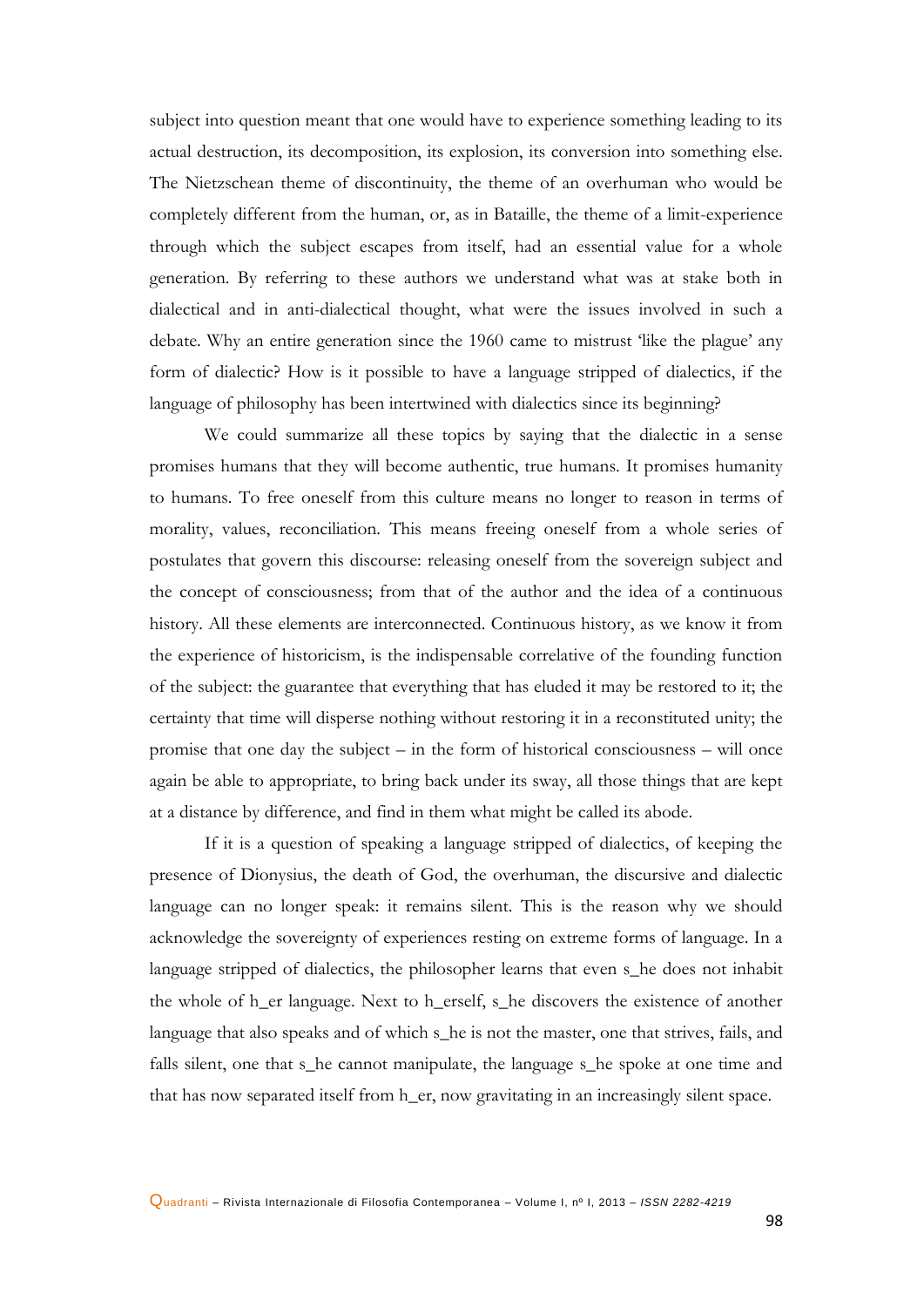subject into question meant that one would have to experience something leading to its actual destruction, its decomposition, its explosion, its conversion into something else. The Nietzschean theme of discontinuity, the theme of an overhuman who would be completely different from the human, or, as in Bataille, the theme of a limit-experience through which the subject escapes from itself, had an essential value for a whole generation. By referring to these authors we understand what was at stake both in dialectical and in anti-dialectical thought, what were the issues involved in such a debate. Why an entire generation since the 1960 came to mistrust 'like the plague' any form of dialectic? How is it possible to have a language stripped of dialectics, if the language of philosophy has been intertwined with dialectics since its beginning?

We could summarize all these topics by saying that the dialectic in a sense promises humans that they will become authentic, true humans. It promises humanity to humans. To free oneself from this culture means no longer to reason in terms of morality, values, reconciliation. This means freeing oneself from a whole series of postulates that govern this discourse: releasing oneself from the sovereign subject and the concept of consciousness; from that of the author and the idea of a continuous history. All these elements are interconnected. Continuous history, as we know it from the experience of historicism, is the indispensable correlative of the founding function of the subject: the guarantee that everything that has eluded it may be restored to it; the certainty that time will disperse nothing without restoring it in a reconstituted unity; the promise that one day the subject – in the form of historical consciousness – will once again be able to appropriate, to bring back under its sway, all those things that are kept at a distance by difference, and find in them what might be called its abode.

If it is a question of speaking a language stripped of dialectics, of keeping the presence of Dionysius, the death of God, the overhuman, the discursive and dialectic language can no longer speak: it remains silent. This is the reason why we should acknowledge the sovereignty of experiences resting on extreme forms of language. In a language stripped of dialectics, the philosopher learns that even s_he does not inhabit the whole of h_er language. Next to h_erself, s_he discovers the existence of another language that also speaks and of which s_he is not the master, one that strives, fails, and falls silent, one that s_he cannot manipulate, the language s_he spoke at one time and that has now separated itself from h_er, now gravitating in an increasingly silent space.